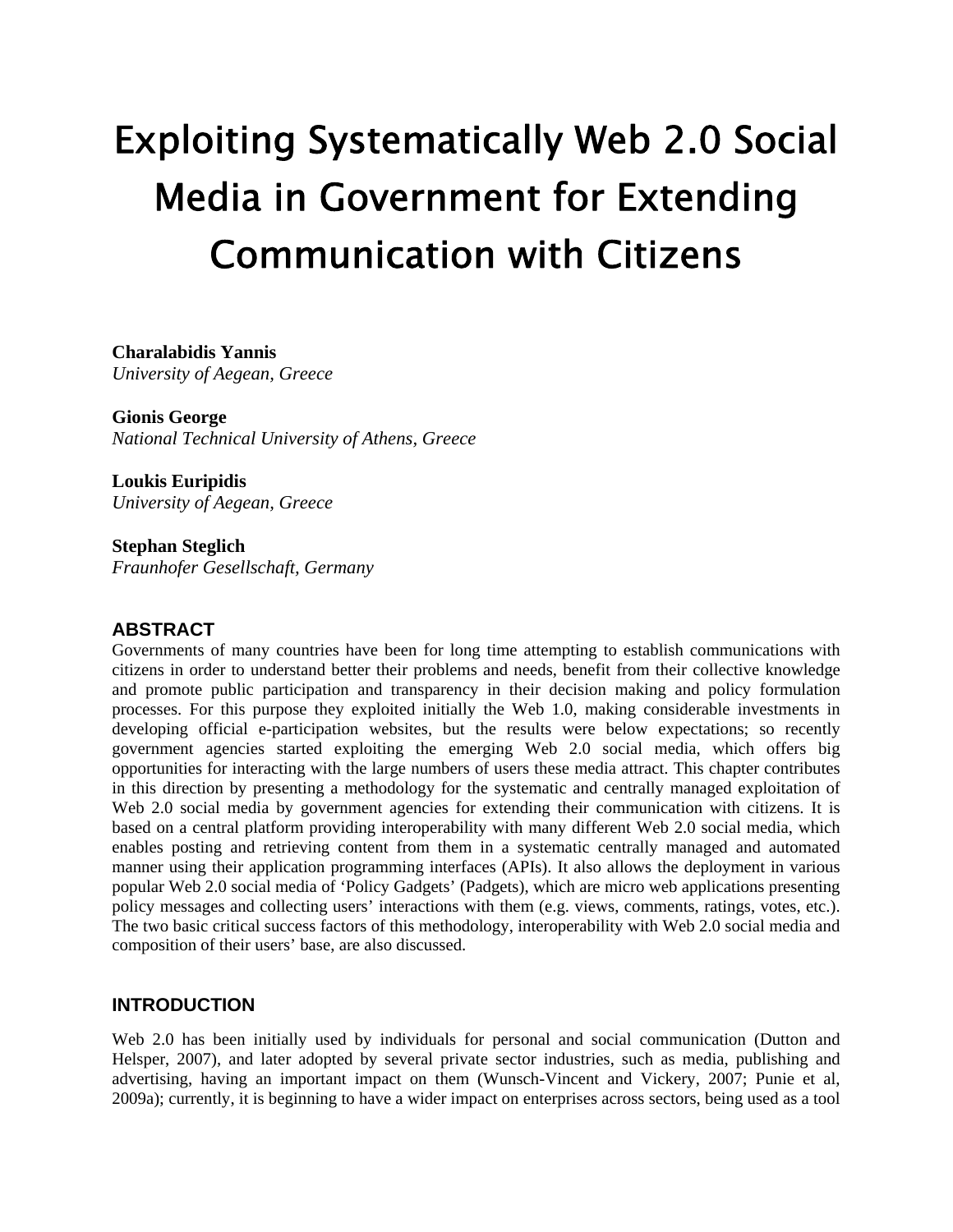# Exploiting Systematically Web 2.0 Social Media in Government for Extending Communication with Citizens

**Charalabidis Yannis**
*University of Aegean, Greece*

**Gionis George**
*National Technical University of Athens, Greece*

**Loukis Euripidis**
*University of Aegean, Greece*

**Stephan Steglich**
*Fraunhofer Gesellschaft, Germany*

## ABSTRACT

Governments of many countries have been for long time attempting to establish communications with citizens in order to understand better their problems and needs, benefit from their collective knowledge and promote public participation and transparency in their decision making and policy formulation processes. For this purpose they exploited initially the Web 1.0, making considerable investments in developing official e-participation websites, but the results were below expectations; so recently government agencies started exploiting the emerging Web 2.0 social media, which offers big opportunities for interacting with the large numbers of users these media attract. This chapter contributes in this direction by presenting a methodology for the systematic and centrally managed exploitation of Web 2.0 social media by government agencies for extending their communication with citizens. It is based on a central platform providing interoperability with many different Web 2.0 social media, which enables posting and retrieving content from them in a systematic centrally managed and automated manner using their application programming interfaces (APIs). It also allows the deployment in various popular Web 2.0 social media of 'Policy Gadgets' (Padgets), which are micro web applications presenting policy messages and collecting users' interactions with them (e.g. views, comments, ratings, votes, etc.). The two basic critical success factors of this methodology, interoperability with Web 2.0 social media and composition of their users' base, are also discussed.

## INTRODUCTION

Web 2.0 has been initially used by individuals for personal and social communication (Dutton and Helsper, 2007), and later adopted by several private sector industries, such as media, publishing and advertising, having an important impact on them (Wunsch-Vincent and Vickery, 2007; Punie et al, 2009a); currently, it is beginning to have a wider impact on enterprises across sectors, being used as a tool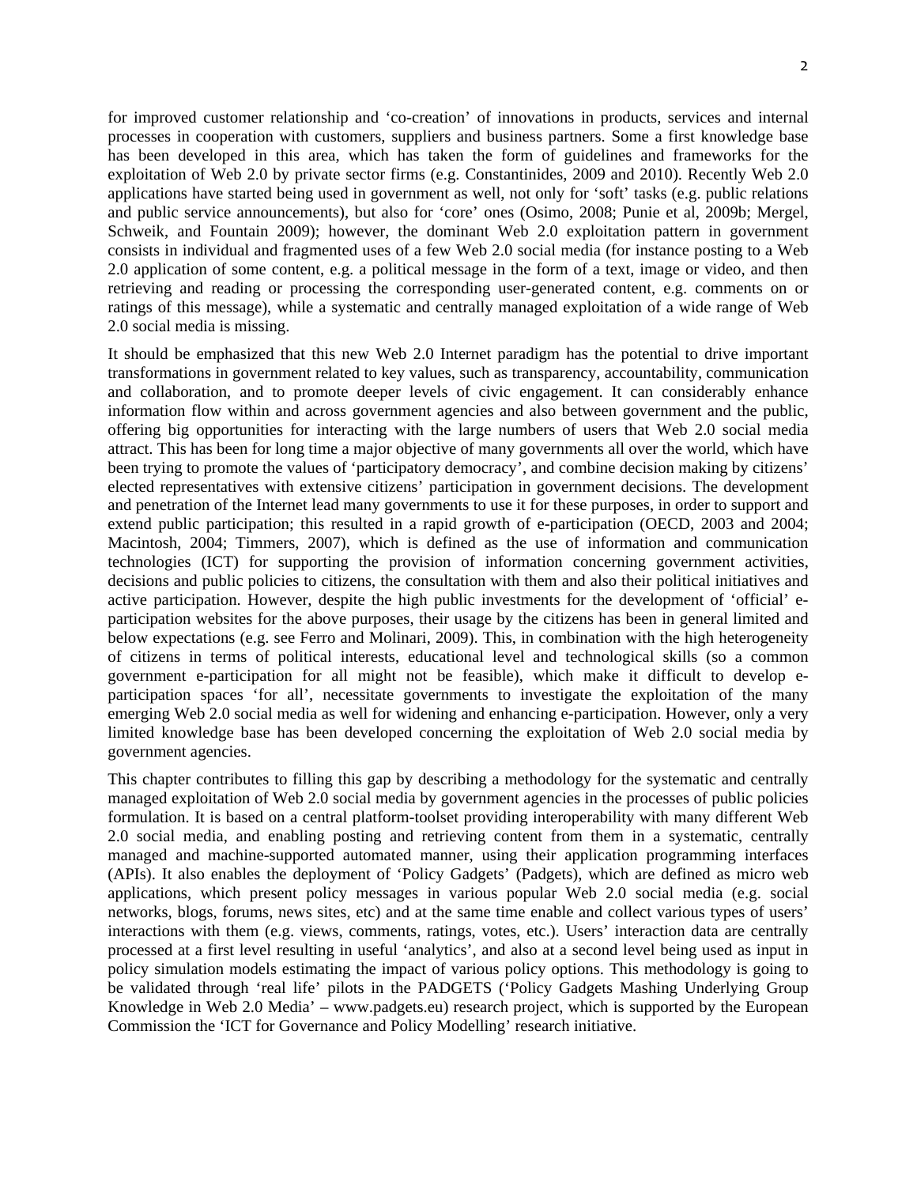for improved customer relationship and 'co-creation' of innovations in products, services and internal processes in cooperation with customers, suppliers and business partners. Some a first knowledge base has been developed in this area, which has taken the form of guidelines and frameworks for the exploitation of Web 2.0 by private sector firms (e.g. Constantinides, 2009 and 2010). Recently Web 2.0 applications have started being used in government as well, not only for 'soft' tasks (e.g. public relations and public service announcements), but also for 'core' ones (Osimo, 2008; Punie et al, 2009b; Mergel, Schweik, and Fountain 2009); however, the dominant Web 2.0 exploitation pattern in government consists in individual and fragmented uses of a few Web 2.0 social media (for instance posting to a Web 2.0 application of some content, e.g. a political message in the form of a text, image or video, and then retrieving and reading or processing the corresponding user-generated content, e.g. comments on or ratings of this message), while a systematic and centrally managed exploitation of a wide range of Web 2.0 social media is missing.

It should be emphasized that this new Web 2.0 Internet paradigm has the potential to drive important transformations in government related to key values, such as transparency, accountability, communication and collaboration, and to promote deeper levels of civic engagement. It can considerably enhance information flow within and across government agencies and also between government and the public, offering big opportunities for interacting with the large numbers of users that Web 2.0 social media attract. This has been for long time a major objective of many governments all over the world, which have been trying to promote the values of 'participatory democracy', and combine decision making by citizens' elected representatives with extensive citizens' participation in government decisions. The development and penetration of the Internet lead many governments to use it for these purposes, in order to support and extend public participation; this resulted in a rapid growth of e-participation (OECD, 2003 and 2004; Macintosh, 2004; Timmers, 2007), which is defined as the use of information and communication technologies (ICT) for supporting the provision of information concerning government activities, decisions and public policies to citizens, the consultation with them and also their political initiatives and active participation. However, despite the high public investments for the development of 'official' e-participation websites for the above purposes, their usage by the citizens has been in general limited and below expectations (e.g. see Ferro and Molinari, 2009). This, in combination with the high heterogeneity of citizens in terms of political interests, educational level and technological skills (so a common government e-participation for all might not be feasible), which make it difficult to develop e-participation spaces 'for all', necessitate governments to investigate the exploitation of the many emerging Web 2.0 social media as well for widening and enhancing e-participation. However, only a very limited knowledge base has been developed concerning the exploitation of Web 2.0 social media by government agencies.

This chapter contributes to filling this gap by describing a methodology for the systematic and centrally managed exploitation of Web 2.0 social media by government agencies in the processes of public policies formulation. It is based on a central platform-toolset providing interoperability with many different Web 2.0 social media, and enabling posting and retrieving content from them in a systematic, centrally managed and machine-supported automated manner, using their application programming interfaces (APIs). It also enables the deployment of 'Policy Gadgets' (Padgets), which are defined as micro web applications, which present policy messages in various popular Web 2.0 social media (e.g. social networks, blogs, forums, news sites, etc) and at the same time enable and collect various types of users' interactions with them (e.g. views, comments, ratings, votes, etc.). Users' interaction data are centrally processed at a first level resulting in useful 'analytics', and also at a second level being used as input in policy simulation models estimating the impact of various policy options. This methodology is going to be validated through 'real life' pilots in the PADGETS ('Policy Gadgets Mashing Underlying Group Knowledge in Web 2.0 Media' – www.padgets.eu) research project, which is supported by the European Commission the 'ICT for Governance and Policy Modelling' research initiative.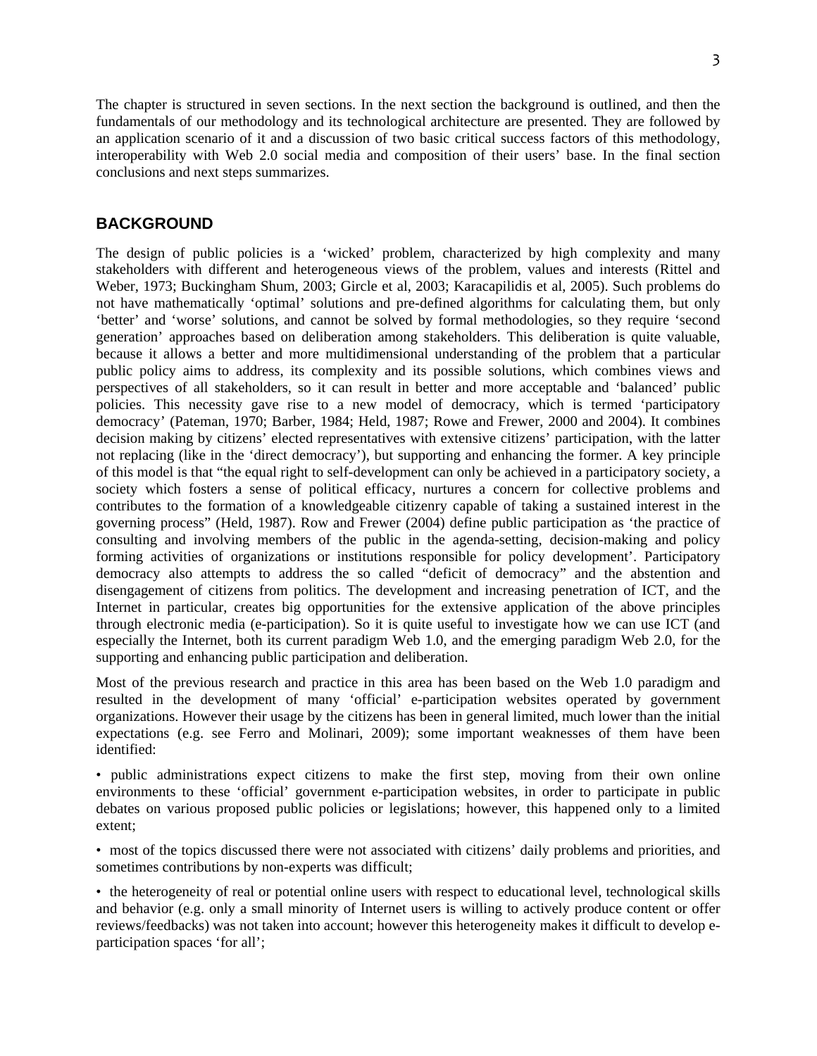The chapter is structured in seven sections. In the next section the background is outlined, and then the fundamentals of our methodology and its technological architecture are presented. They are followed by an application scenario of it and a discussion of two basic critical success factors of this methodology, interoperability with Web 2.0 social media and composition of their users' base. In the final section conclusions and next steps summarizes.

## BACKGROUND

The design of public policies is a 'wicked' problem, characterized by high complexity and many stakeholders with different and heterogeneous views of the problem, values and interests (Rittel and Weber, 1973; Buckingham Shum, 2003; Gircle et al, 2003; Karacapilidis et al, 2005). Such problems do not have mathematically 'optimal' solutions and pre-defined algorithms for calculating them, but only 'better' and 'worse' solutions, and cannot be solved by formal methodologies, so they require 'second generation' approaches based on deliberation among stakeholders. This deliberation is quite valuable, because it allows a better and more multidimensional understanding of the problem that a particular public policy aims to address, its complexity and its possible solutions, which combines views and perspectives of all stakeholders, so it can result in better and more acceptable and 'balanced' public policies. This necessity gave rise to a new model of democracy, which is termed 'participatory democracy' (Pateman, 1970; Barber, 1984; Held, 1987; Rowe and Frewer, 2000 and 2004). It combines decision making by citizens' elected representatives with extensive citizens' participation, with the latter not replacing (like in the 'direct democracy'), but supporting and enhancing the former. A key principle of this model is that "the equal right to self-development can only be achieved in a participatory society, a society which fosters a sense of political efficacy, nurtures a concern for collective problems and contributes to the formation of a knowledgeable citizenry capable of taking a sustained interest in the governing process" (Held, 1987). Row and Frewer (2004) define public participation as 'the practice of consulting and involving members of the public in the agenda-setting, decision-making and policy forming activities of organizations or institutions responsible for policy development'. Participatory democracy also attempts to address the so called "deficit of democracy" and the abstention and disengagement of citizens from politics. The development and increasing penetration of ICT, and the Internet in particular, creates big opportunities for the extensive application of the above principles through electronic media (e-participation). So it is quite useful to investigate how we can use ICT (and especially the Internet, both its current paradigm Web 1.0, and the emerging paradigm Web 2.0, for the supporting and enhancing public participation and deliberation.

Most of the previous research and practice in this area has been based on the Web 1.0 paradigm and resulted in the development of many 'official' e-participation websites operated by government organizations. However their usage by the citizens has been in general limited, much lower than the initial expectations (e.g. see Ferro and Molinari, 2009); some important weaknesses of them have been identified:

- public administrations expect citizens to make the first step, moving from their own online environments to these 'official' government e-participation websites, in order to participate in public debates on various proposed public policies or legislations; however, this happened only to a limited extent;
- most of the topics discussed there were not associated with citizens' daily problems and priorities, and sometimes contributions by non-experts was difficult;
- the heterogeneity of real or potential online users with respect to educational level, technological skills and behavior (e.g. only a small minority of Internet users is willing to actively produce content or offer reviews/feedbacks) was not taken into account; however this heterogeneity makes it difficult to develop e-participation spaces 'for all';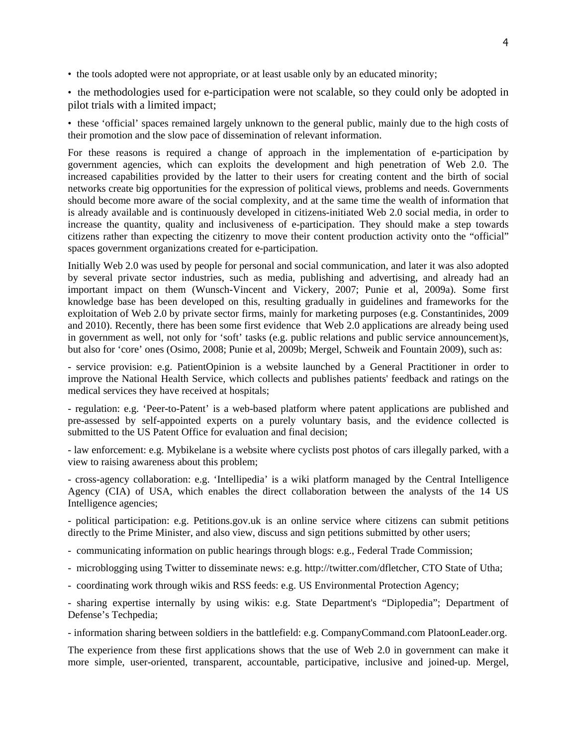• the tools adopted were not appropriate, or at least usable only by an educated minority;

• the methodologies used for e-participation were not scalable, so they could only be adopted in pilot trials with a limited impact;

• these 'official' spaces remained largely unknown to the general public, mainly due to the high costs of their promotion and the slow pace of dissemination of relevant information.

For these reasons is required a change of approach in the implementation of e-participation by government agencies, which can exploits the development and high penetration of Web 2.0. The increased capabilities provided by the latter to their users for creating content and the birth of social networks create big opportunities for the expression of political views, problems and needs. Governments should become more aware of the social complexity, and at the same time the wealth of information that is already available and is continuously developed in citizens-initiated Web 2.0 social media, in order to increase the quantity, quality and inclusiveness of e-participation. They should make a step towards citizens rather than expecting the citizenry to move their content production activity onto the "official" spaces government organizations created for e-participation.

Initially Web 2.0 was used by people for personal and social communication, and later it was also adopted by several private sector industries, such as media, publishing and advertising, and already had an important impact on them (Wunsch-Vincent and Vickery, 2007; Punie et al, 2009a). Some first knowledge base has been developed on this, resulting gradually in guidelines and frameworks for the exploitation of Web 2.0 by private sector firms, mainly for marketing purposes (e.g. Constantinides, 2009 and 2010). Recently, there has been some first evidence that Web 2.0 applications are already being used in government as well, not only for 'soft' tasks (e.g. public relations and public service announcement)s, but also for 'core' ones (Osimo, 2008; Punie et al, 2009b; Mergel, Schweik and Fountain 2009), such as:

- service provision: e.g. PatientOpinion is a website launched by a General Practitioner in order to improve the National Health Service, which collects and publishes patients' feedback and ratings on the medical services they have received at hospitals;

- regulation: e.g. 'Peer-to-Patent' is a web-based platform where patent applications are published and pre-assessed by self-appointed experts on a purely voluntary basis, and the evidence collected is submitted to the US Patent Office for evaluation and final decision;

- law enforcement: e.g. Mybikelane is a website where cyclists post photos of cars illegally parked, with a view to raising awareness about this problem;

- cross-agency collaboration: e.g. 'Intellipedia' is a wiki platform managed by the Central Intelligence Agency (CIA) of USA, which enables the direct collaboration between the analysts of the 14 US Intelligence agencies;

- political participation: e.g. Petitions.gov.uk is an online service where citizens can submit petitions directly to the Prime Minister, and also view, discuss and sign petitions submitted by other users;

- communicating information on public hearings through blogs: e.g., Federal Trade Commission;

- microblogging using Twitter to disseminate news: e.g. http://twitter.com/dfletcher, CTO State of Utha;

- coordinating work through wikis and RSS feeds: e.g. US Environmental Protection Agency;

- sharing expertise internally by using wikis: e.g. State Department's "Diplopedia"; Department of Defense's Techpedia;

- information sharing between soldiers in the battlefield: e.g. CompanyCommand.com PlatoonLeader.org.

The experience from these first applications shows that the use of Web 2.0 in government can make it more simple, user-oriented, transparent, accountable, participative, inclusive and joined-up. Mergel,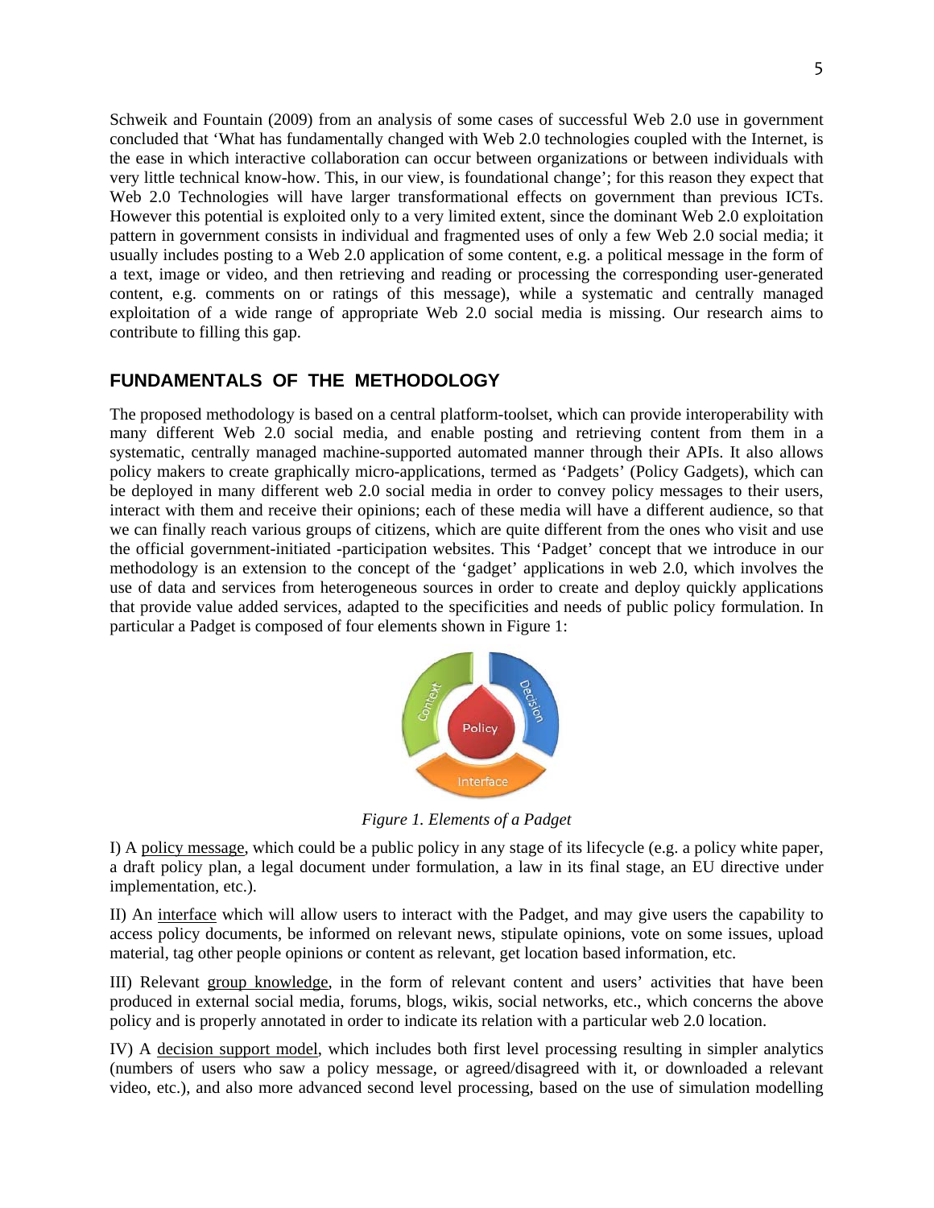Schweik and Fountain (2009) from an analysis of some cases of successful Web 2.0 use in government concluded that 'What has fundamentally changed with Web 2.0 technologies coupled with the Internet, is the ease in which interactive collaboration can occur between organizations or between individuals with very little technical know-how. This, in our view, is foundational change'; for this reason they expect that Web 2.0 Technologies will have larger transformational effects on government than previous ICTs. However this potential is exploited only to a very limited extent, since the dominant Web 2.0 exploitation pattern in government consists in individual and fragmented uses of only a few Web 2.0 social media; it usually includes posting to a Web 2.0 application of some content, e.g. a political message in the form of a text, image or video, and then retrieving and reading or processing the corresponding user-generated content, e.g. comments on or ratings of this message), while a systematic and centrally managed exploitation of a wide range of appropriate Web 2.0 social media is missing. Our research aims to contribute to filling this gap.

## FUNDAMENTALS OF THE METHODOLOGY

The proposed methodology is based on a central platform-toolset, which can provide interoperability with many different Web 2.0 social media, and enable posting and retrieving content from them in a systematic, centrally managed machine-supported automated manner through their APIs. It also allows policy makers to create graphically micro-applications, termed as 'Padgets' (Policy Gadgets), which can be deployed in many different web 2.0 social media in order to convey policy messages to their users, interact with them and receive their opinions; each of these media will have a different audience, so that we can finally reach various groups of citizens, which are quite different from the ones who visit and use the official government-initiated -participation websites. This 'Padget' concept that we introduce in our methodology is an extension to the concept of the 'gadget' applications in web 2.0, which involves the use of data and services from heterogeneous sources in order to create and deploy quickly applications that provide value added services, adapted to the specificities and needs of public policy formulation. In particular a Padget is composed of four elements shown in Figure 1:

*Figure 1. Elements of a Padget*

I) A policy message, which could be a public policy in any stage of its lifecycle (e.g. a policy white paper, a draft policy plan, a legal document under formulation, a law in its final stage, an EU directive under implementation, etc.).

II) An interface which will allow users to interact with the Padget, and may give users the capability to access policy documents, be informed on relevant news, stipulate opinions, vote on some issues, upload material, tag other people opinions or content as relevant, get location based information, etc.

III) Relevant group knowledge, in the form of relevant content and users' activities that have been produced in external social media, forums, blogs, wikis, social networks, etc., which concerns the above policy and is properly annotated in order to indicate its relation with a particular web 2.0 location.

IV) A decision support model, which includes both first level processing resulting in simpler analytics (numbers of users who saw a policy message, or agreed/disagreed with it, or downloaded a relevant video, etc.), and also more advanced second level processing, based on the use of simulation modelling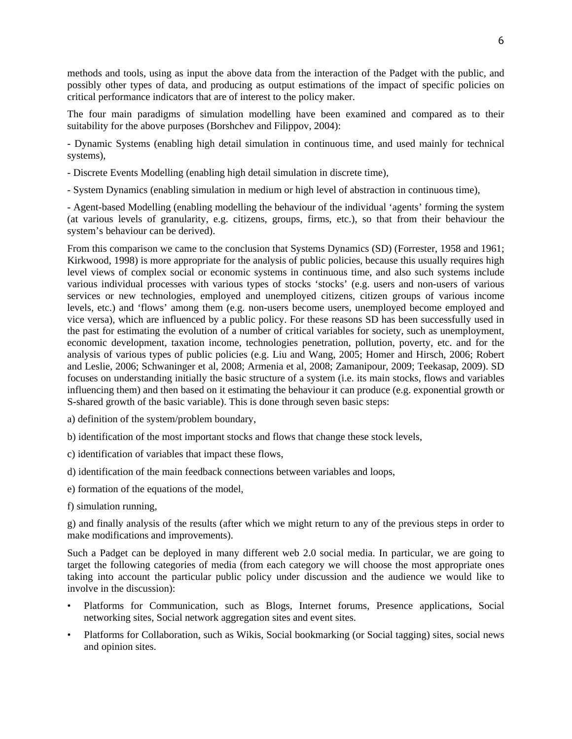methods and tools, using as input the above data from the interaction of the Padget with the public, and possibly other types of data, and producing as output estimations of the impact of specific policies on critical performance indicators that are of interest to the policy maker.

The four main paradigms of simulation modelling have been examined and compared as to their suitability for the above purposes (Borshchev and Filippov, 2004):

- Dynamic Systems (enabling high detail simulation in continuous time, and used mainly for technical systems),

- Discrete Events Modelling (enabling high detail simulation in discrete time),

- System Dynamics (enabling simulation in medium or high level of abstraction in continuous time),

- Agent-based Modelling (enabling modelling the behaviour of the individual 'agents' forming the system (at various levels of granularity, e.g. citizens, groups, firms, etc.), so that from their behaviour the system's behaviour can be derived).

From this comparison we came to the conclusion that Systems Dynamics (SD) (Forrester, 1958 and 1961; Kirkwood, 1998) is more appropriate for the analysis of public policies, because this usually requires high level views of complex social or economic systems in continuous time, and also such systems include various individual processes with various types of stocks 'stocks' (e.g. users and non-users of various services or new technologies, employed and unemployed citizens, citizen groups of various income levels, etc.) and 'flows' among them (e.g. non-users become users, unemployed become employed and vice versa), which are influenced by a public policy. For these reasons SD has been successfully used in the past for estimating the evolution of a number of critical variables for society, such as unemployment, economic development, taxation income, technologies penetration, pollution, poverty, etc. and for the analysis of various types of public policies (e.g. Liu and Wang, 2005; Homer and Hirsch, 2006; Robert and Leslie, 2006; Schwaninger et al, 2008; Armenia et al, 2008; Zamanipour, 2009; Teekasap, 2009). SD focuses on understanding initially the basic structure of a system (i.e. its main stocks, flows and variables influencing them) and then based on it estimating the behaviour it can produce (e.g. exponential growth or S-shared growth of the basic variable). This is done through seven basic steps:

a) definition of the system/problem boundary,

b) identification of the most important stocks and flows that change these stock levels,

c) identification of variables that impact these flows,

d) identification of the main feedback connections between variables and loops,

e) formation of the equations of the model,

f) simulation running,

g) and finally analysis of the results (after which we might return to any of the previous steps in order to make modifications and improvements).

Such a Padget can be deployed in many different web 2.0 social media. In particular, we are going to target the following categories of media (from each category we will choose the most appropriate ones taking into account the particular public policy under discussion and the audience we would like to involve in the discussion):

- Platforms for Communication, such as Blogs, Internet forums, Presence applications, Social networking sites, Social network aggregation sites and event sites.
- Platforms for Collaboration, such as Wikis, Social bookmarking (or Social tagging) sites, social news and opinion sites.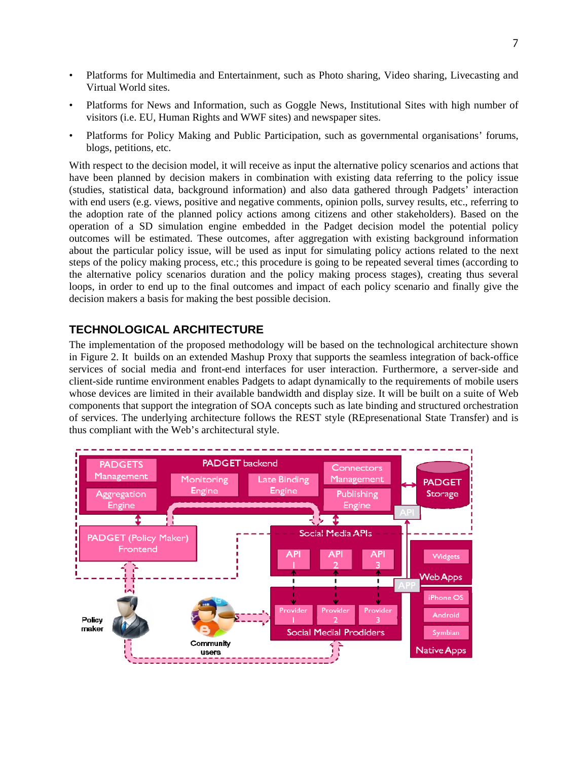- Platforms for Multimedia and Entertainment, such as Photo sharing, Video sharing, Livecasting and Virtual World sites.
- Platforms for News and Information, such as Goggle News, Institutional Sites with high number of visitors (i.e. EU, Human Rights and WWF sites) and newspaper sites.
- Platforms for Policy Making and Public Participation, such as governmental organisations' forums, blogs, petitions, etc.

With respect to the decision model, it will receive as input the alternative policy scenarios and actions that have been planned by decision makers in combination with existing data referring to the policy issue (studies, statistical data, background information) and also data gathered through Padgets' interaction with end users (e.g. views, positive and negative comments, opinion polls, survey results, etc., referring to the adoption rate of the planned policy actions among citizens and other stakeholders). Based on the operation of a SD simulation engine embedded in the Padget decision model the potential policy outcomes will be estimated. These outcomes, after aggregation with existing background information about the particular policy issue, will be used as input for simulating policy actions related to the next steps of the policy making process, etc.; this procedure is going to be repeated several times (according to the alternative policy scenarios duration and the policy making process stages), creating thus several loops, in order to end up to the final outcomes and impact of each policy scenario and finally give the decision makers a basis for making the best possible decision.

## TECHNOLOGICAL ARCHITECTURE

The implementation of the proposed methodology will be based on the technological architecture shown in Figure 2. It builds on an extended Mashup Proxy that supports the seamless integration of back-office services of social media and front-end interfaces for user interaction. Furthermore, a server-side and client-side runtime environment enables Padgets to adapt dynamically to the requirements of mobile users whose devices are limited in their available bandwidth and display size. It will be built on a suite of Web components that support the integration of SOA concepts such as late binding and structured orchestration of services. The underlying architecture follows the REST style (REpresenational State Transfer) and is thus compliant with the Web's architectural style.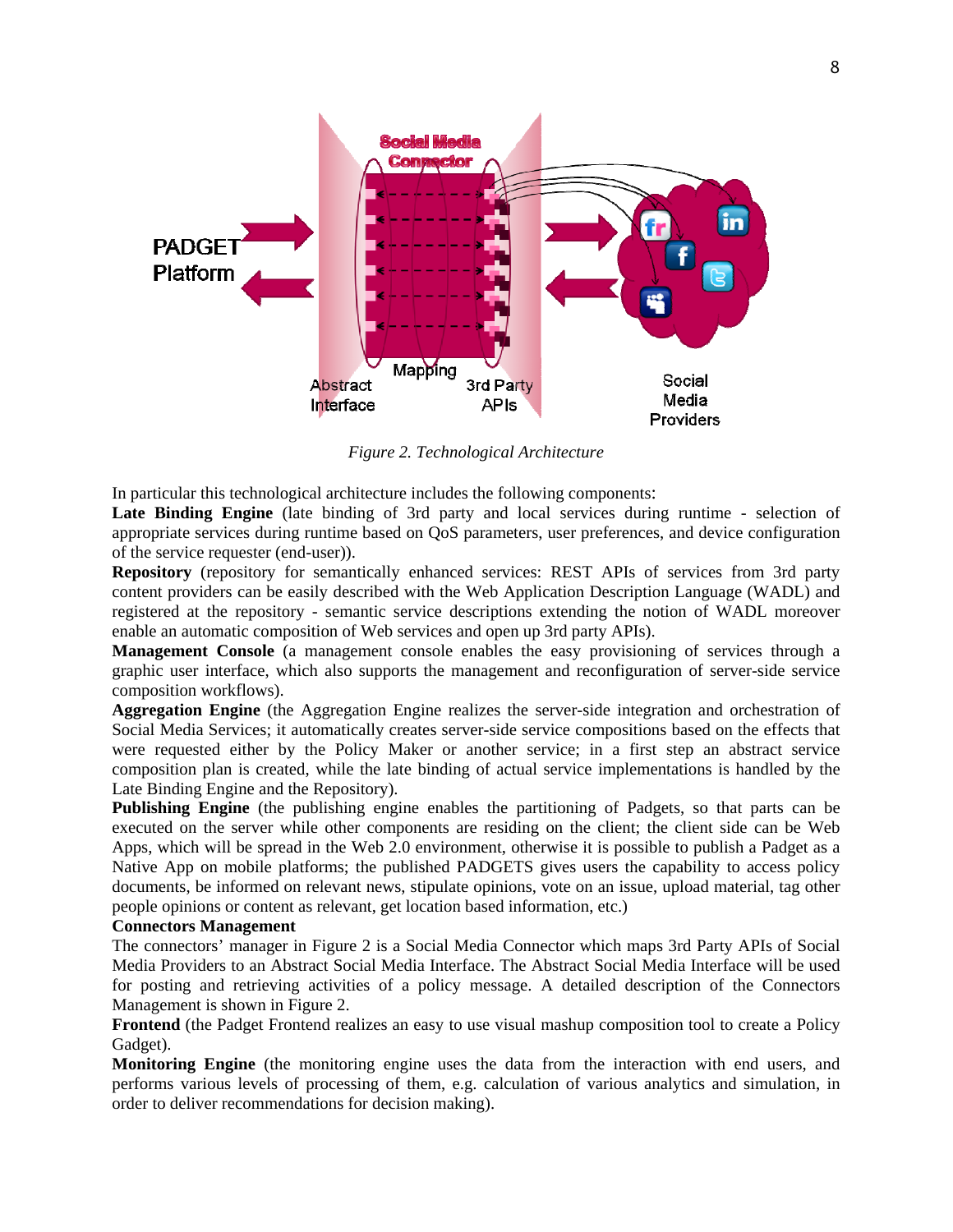*Figure 2. Technological Architecture*

In particular this technological architecture includes the following components:

**Late Binding Engine** (late binding of 3rd party and local services during runtime - selection of appropriate services during runtime based on QoS parameters, user preferences, and device configuration of the service requester (end-user)).

**Repository** (repository for semantically enhanced services: REST APIs of services from 3rd party content providers can be easily described with the Web Application Description Language (WADL) and registered at the repository - semantic service descriptions extending the notion of WADL moreover enable an automatic composition of Web services and open up 3rd party APIs).

**Management Console** (a management console enables the easy provisioning of services through a graphic user interface, which also supports the management and reconfiguration of server-side service composition workflows).

**Aggregation Engine** (the Aggregation Engine realizes the server-side integration and orchestration of Social Media Services; it automatically creates server-side service compositions based on the effects that were requested either by the Policy Maker or another service; in a first step an abstract service composition plan is created, while the late binding of actual service implementations is handled by the Late Binding Engine and the Repository).

**Publishing Engine** (the publishing engine enables the partitioning of Padgets, so that parts can be executed on the server while other components are residing on the client; the client side can be Web Apps, which will be spread in the Web 2.0 environment, otherwise it is possible to publish a Padget as a Native App on mobile platforms; the published PADGETS gives users the capability to access policy documents, be informed on relevant news, stipulate opinions, vote on an issue, upload material, tag other people opinions or content as relevant, get location based information, etc.)

**Connectors Management**

The connectors' manager in Figure 2 is a Social Media Connector which maps 3rd Party APIs of Social Media Providers to an Abstract Social Media Interface. The Abstract Social Media Interface will be used for posting and retrieving activities of a policy message. A detailed description of the Connectors Management is shown in Figure 2.

**Frontend** (the Padget Frontend realizes an easy to use visual mashup composition tool to create a Policy Gadget).

**Monitoring Engine** (the monitoring engine uses the data from the interaction with end users, and performs various levels of processing of them, e.g. calculation of various analytics and simulation, in order to deliver recommendations for decision making).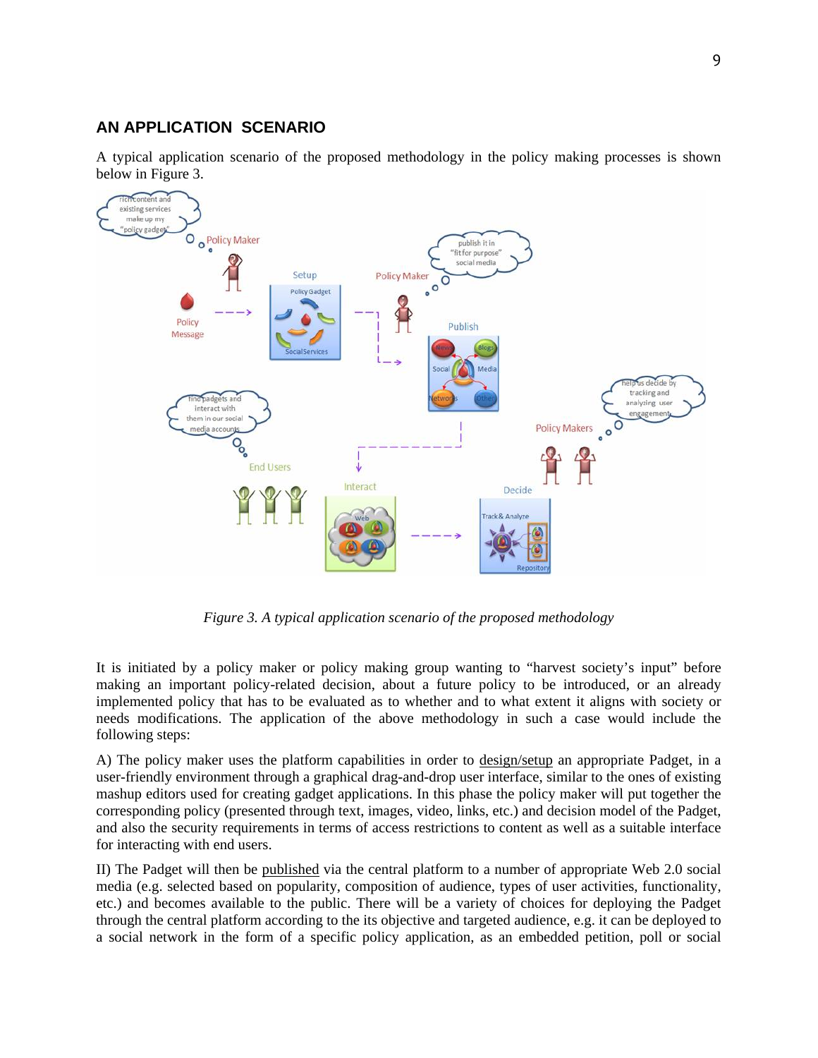## AN APPLICATION SCENARIO

A typical application scenario of the proposed methodology in the policy making processes is shown below in Figure 3.

*Figure 3. A typical application scenario of the proposed methodology*

It is initiated by a policy maker or policy making group wanting to "harvest society's input" before making an important policy-related decision, about a future policy to be introduced, or an already implemented policy that has to be evaluated as to whether and to what extent it aligns with society or needs modifications. The application of the above methodology in such a case would include the following steps:

A) The policy maker uses the platform capabilities in order to design/setup an appropriate Padget, in a user-friendly environment through a graphical drag-and-drop user interface, similar to the ones of existing mashup editors used for creating gadget applications. In this phase the policy maker will put together the corresponding policy (presented through text, images, video, links, etc.) and decision model of the Padget, and also the security requirements in terms of access restrictions to content as well as a suitable interface for interacting with end users.

II) The Padget will then be published via the central platform to a number of appropriate Web 2.0 social media (e.g. selected based on popularity, composition of audience, types of user activities, functionality, etc.) and becomes available to the public. There will be a variety of choices for deploying the Padget through the central platform according to the its objective and targeted audience, e.g. it can be deployed to a social network in the form of a specific policy application, as an embedded petition, poll or social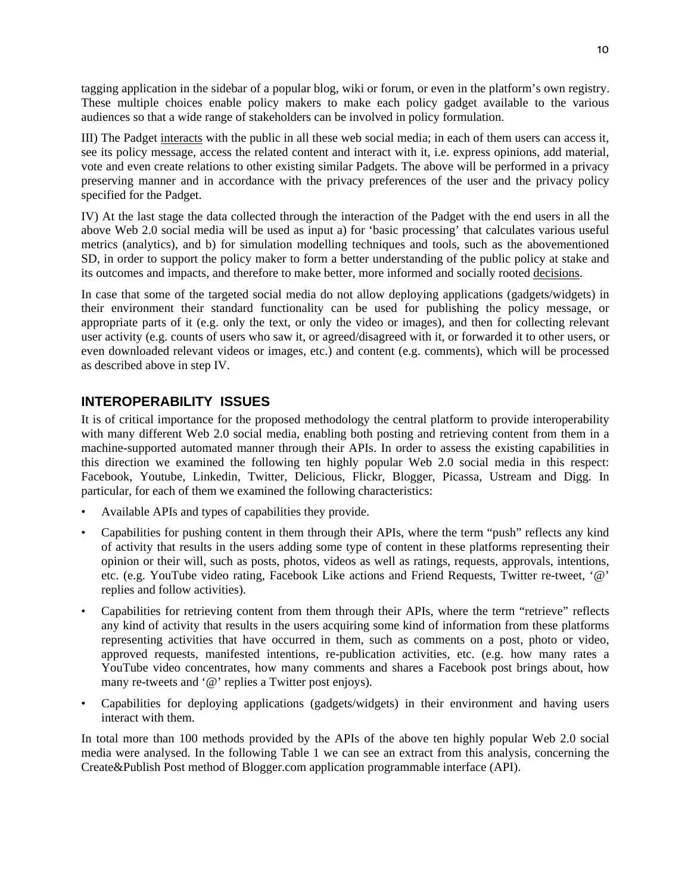tagging application in the sidebar of a popular blog, wiki or forum, or even in the platform's own registry. These multiple choices enable policy makers to make each policy gadget available to the various audiences so that a wide range of stakeholders can be involved in policy formulation.

III) The Padget interacts with the public in all these web social media; in each of them users can access it, see its policy message, access the related content and interact with it, i.e. express opinions, add material, vote and even create relations to other existing similar Padgets. The above will be performed in a privacy preserving manner and in accordance with the privacy preferences of the user and the privacy policy specified for the Padget.

IV) At the last stage the data collected through the interaction of the Padget with the end users in all the above Web 2.0 social media will be used as input a) for 'basic processing' that calculates various useful metrics (analytics), and b) for simulation modelling techniques and tools, such as the abovementioned SD, in order to support the policy maker to form a better understanding of the public policy at stake and its outcomes and impacts, and therefore to make better, more informed and socially rooted decisions.

In case that some of the targeted social media do not allow deploying applications (gadgets/widgets) in their environment their standard functionality can be used for publishing the policy message, or appropriate parts of it (e.g. only the text, or only the video or images), and then for collecting relevant user activity (e.g. counts of users who saw it, or agreed/disagreed with it, or forwarded it to other users, or even downloaded relevant videos or images, etc.) and content (e.g. comments), which will be processed as described above in step IV.

## INTEROPERABILITY ISSUES

It is of critical importance for the proposed methodology the central platform to provide interoperability with many different Web 2.0 social media, enabling both posting and retrieving content from them in a machine-supported automated manner through their APIs. In order to assess the existing capabilities in this direction we examined the following ten highly popular Web 2.0 social media in this respect: Facebook, Youtube, Linkedin, Twitter, Delicious, Flickr, Blogger, Picassa, Ustream and Digg. In particular, for each of them we examined the following characteristics:

- Available APIs and types of capabilities they provide.
- Capabilities for pushing content in them through their APIs, where the term "push" reflects any kind of activity that results in the users adding some type of content in these platforms representing their opinion or their will, such as posts, photos, videos as well as ratings, requests, approvals, intentions, etc. (e.g. YouTube video rating, Facebook Like actions and Friend Requests, Twitter re-tweet, '@' replies and follow activities).
- Capabilities for retrieving content from them through their APIs, where the term "retrieve" reflects any kind of activity that results in the users acquiring some kind of information from these platforms representing activities that have occurred in them, such as comments on a post, photo or video, approved requests, manifested intentions, re-publication activities, etc. (e.g. how many rates a YouTube video concentrates, how many comments and shares a Facebook post brings about, how many re-tweets and '@' replies a Twitter post enjoys).
- Capabilities for deploying applications (gadgets/widgets) in their environment and having users interact with them.

In total more than 100 methods provided by the APIs of the above ten highly popular Web 2.0 social media were analysed. In the following Table 1 we can see an extract from this analysis, concerning the Create&Publish Post method of Blogger.com application programmable interface (API).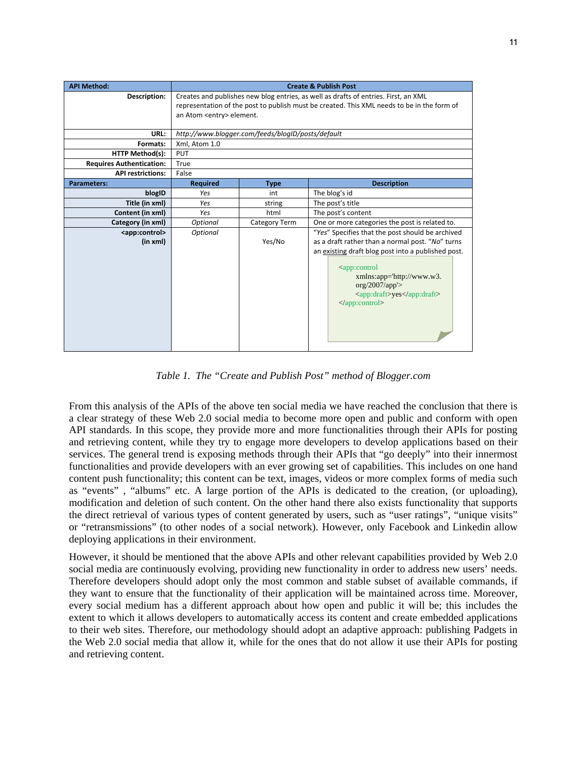| **API Method:** | **Create & Publish Post** | | |
|---|---|---|---|
| **Description:** | Creates and publishes new blog entries, as well as drafts of entries. First, an XML representation of the post to publish must be created. This XML needs to be in the form of an Atom <entry> element. | | |
| **URL:** | *http://www.blogger.com/feeds/blogID/posts/default* | | |
| **Formats:** | Xml, Atom 1.0 | | |
| **HTTP Method(s):** | PUT | | |
| **Requires Authentication:** | True | | |
| **API restrictions:** | False | | |
| **Parameters:** | **Required** | **Type** | **Description** |
| **blogID** | *Yes* | int | The blog's id |
| **Title (in xml)** | *Yes* | string | The post's title |
| **Content (in xml)** | *Yes* | html | The post's content |
| **Category (in xml)** | *Optional* | Category Term | One or more categories the post is related to. |
| **<app:control> (in xml)** | *Optional* | Yes/No | "*Yes*" Specifies that the post should be archived as a draft rather than a normal post. "*No*" turns an existing draft blog post into a published post. `<app:control xmlns:app='http://www.w3.org/2007/app'> <app:draft>yes</app:draft> </app:control>` |

*Table 1. The "Create and Publish Post" method of Blogger.com*

From this analysis of the APIs of the above ten social media we have reached the conclusion that there is a clear strategy of these Web 2.0 social media to become more open and public and conform with open API standards. In this scope, they provide more and more functionalities through their APIs for posting and retrieving content, while they try to engage more developers to develop applications based on their services. The general trend is exposing methods through their APIs that "go deeply" into their innermost functionalities and provide developers with an ever growing set of capabilities. This includes on one hand content push functionality; this content can be text, images, videos or more complex forms of media such as "events" , "albums" etc. A large portion of the APIs is dedicated to the creation, (or uploading), modification and deletion of such content. On the other hand there also exists functionality that supports the direct retrieval of various types of content generated by users, such as "user ratings", "unique visits" or "retransmissions" (to other nodes of a social network). However, only Facebook and Linkedin allow deploying applications in their environment.

However, it should be mentioned that the above APIs and other relevant capabilities provided by Web 2.0 social media are continuously evolving, providing new functionality in order to address new users' needs. Therefore developers should adopt only the most common and stable subset of available commands, if they want to ensure that the functionality of their application will be maintained across time. Moreover, every social medium has a different approach about how open and public it will be; this includes the extent to which it allows developers to automatically access its content and create embedded applications to their web sites. Therefore, our methodology should adopt an adaptive approach: publishing Padgets in the Web 2.0 social media that allow it, while for the ones that do not allow it use their APIs for posting and retrieving content.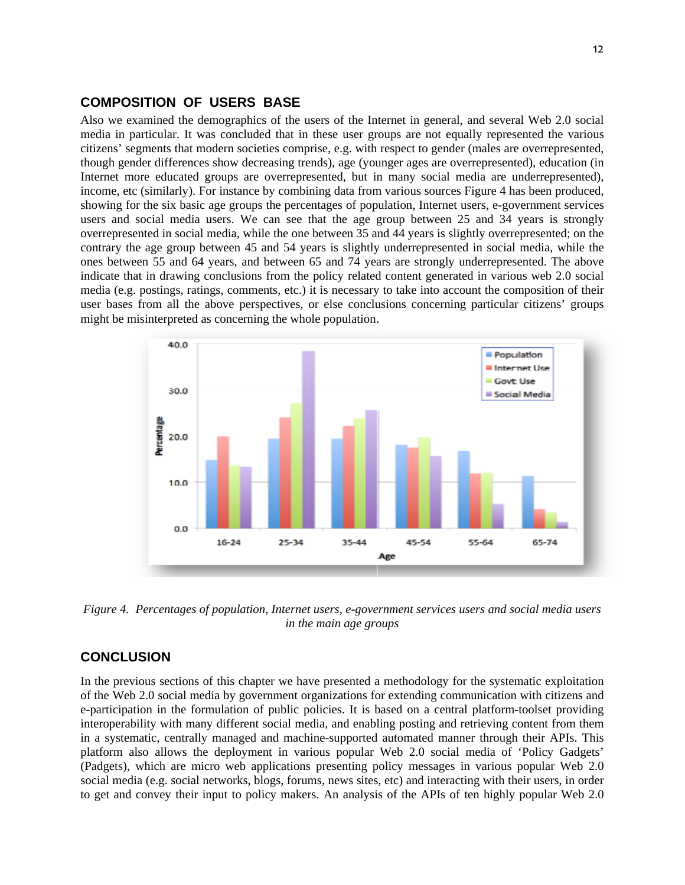## COMPOSITION OF USERS BASE

Also we examined the demographics of the users of the Internet in general, and several Web 2.0 social media in particular. It was concluded that in these user groups are not equally represented the various citizens' segments that modern societies comprise, e.g. with respect to gender (males are overrepresented, though gender differences show decreasing trends), age (younger ages are overrepresented), education (in Internet more educated groups are overrepresented, but in many social media are underrepresented), income, etc (similarly). For instance by combining data from various sources Figure 4 has been produced, showing for the six basic age groups the percentages of population, Internet users, e-government services users and social media users. We can see that the age group between 25 and 34 years is strongly overrepresented in social media, while the one between 35 and 44 years is slightly overrepresented; on the contrary the age group between 45 and 54 years is slightly underrepresented in social media, while the ones between 55 and 64 years, and between 65 and 74 years are strongly underrepresented. The above indicate that in drawing conclusions from the policy related content generated in various web 2.0 social media (e.g. postings, ratings, comments, etc.) it is necessary to take into account the composition of their user bases from all the above perspectives, or else conclusions concerning particular citizens' groups might be misinterpreted as concerning the whole population.

*Figure 4. Percentages of population, Internet users, e-government services users and social media users in the main age groups*

## CONCLUSION

In the previous sections of this chapter we have presented a methodology for the systematic exploitation of the Web 2.0 social media by government organizations for extending communication with citizens and e-participation in the formulation of public policies. It is based on a central platform-toolset providing interoperability with many different social media, and enabling posting and retrieving content from them in a systematic, centrally managed and machine-supported automated manner through their APIs. This platform also allows the deployment in various popular Web 2.0 social media of 'Policy Gadgets' (Padgets), which are micro web applications presenting policy messages in various popular Web 2.0 social media (e.g. social networks, blogs, forums, news sites, etc) and interacting with their users, in order to get and convey their input to policy makers. An analysis of the APIs of ten highly popular Web 2.0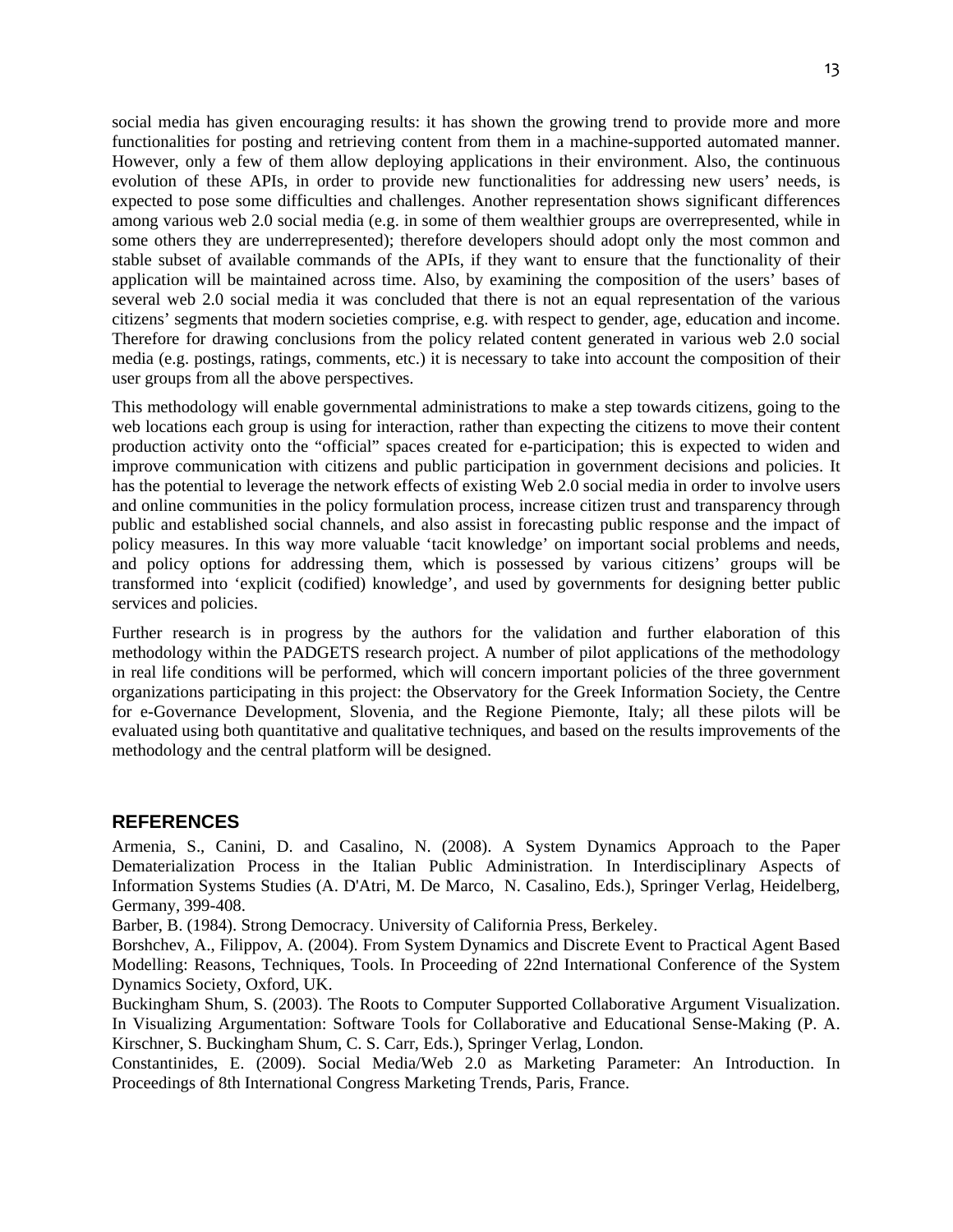social media has given encouraging results: it has shown the growing trend to provide more and more functionalities for posting and retrieving content from them in a machine-supported automated manner. However, only a few of them allow deploying applications in their environment. Also, the continuous evolution of these APIs, in order to provide new functionalities for addressing new users' needs, is expected to pose some difficulties and challenges. Another representation shows significant differences among various web 2.0 social media (e.g. in some of them wealthier groups are overrepresented, while in some others they are underrepresented); therefore developers should adopt only the most common and stable subset of available commands of the APIs, if they want to ensure that the functionality of their application will be maintained across time. Also, by examining the composition of the users' bases of several web 2.0 social media it was concluded that there is not an equal representation of the various citizens' segments that modern societies comprise, e.g. with respect to gender, age, education and income. Therefore for drawing conclusions from the policy related content generated in various web 2.0 social media (e.g. postings, ratings, comments, etc.) it is necessary to take into account the composition of their user groups from all the above perspectives.

This methodology will enable governmental administrations to make a step towards citizens, going to the web locations each group is using for interaction, rather than expecting the citizens to move their content production activity onto the "official" spaces created for e-participation; this is expected to widen and improve communication with citizens and public participation in government decisions and policies. It has the potential to leverage the network effects of existing Web 2.0 social media in order to involve users and online communities in the policy formulation process, increase citizen trust and transparency through public and established social channels, and also assist in forecasting public response and the impact of policy measures. In this way more valuable 'tacit knowledge' on important social problems and needs, and policy options for addressing them, which is possessed by various citizens' groups will be transformed into 'explicit (codified) knowledge', and used by governments for designing better public services and policies.

Further research is in progress by the authors for the validation and further elaboration of this methodology within the PADGETS research project. A number of pilot applications of the methodology in real life conditions will be performed, which will concern important policies of the three government organizations participating in this project: the Observatory for the Greek Information Society, the Centre for e-Governance Development, Slovenia, and the Regione Piemonte, Italy; all these pilots will be evaluated using both quantitative and qualitative techniques, and based on the results improvements of the methodology and the central platform will be designed.

## REFERENCES

Armenia, S., Canini, D. and Casalino, N. (2008). A System Dynamics Approach to the Paper Dematerialization Process in the Italian Public Administration. In Interdisciplinary Aspects of Information Systems Studies (A. D'Atri, M. De Marco, N. Casalino, Eds.), Springer Verlag, Heidelberg, Germany, 399-408.

Barber, B. (1984). Strong Democracy. University of California Press, Berkeley.

Borshchev, A., Filippov, A. (2004). From System Dynamics and Discrete Event to Practical Agent Based Modelling: Reasons, Techniques, Tools. In Proceeding of 22nd International Conference of the System Dynamics Society, Oxford, UK.

Buckingham Shum, S. (2003). The Roots to Computer Supported Collaborative Argument Visualization. In Visualizing Argumentation: Software Tools for Collaborative and Educational Sense-Making (P. A. Kirschner, S. Buckingham Shum, C. S. Carr, Eds.), Springer Verlag, London.

Constantinides, E. (2009). Social Media/Web 2.0 as Marketing Parameter: An Introduction. In Proceedings of 8th International Congress Marketing Trends, Paris, France.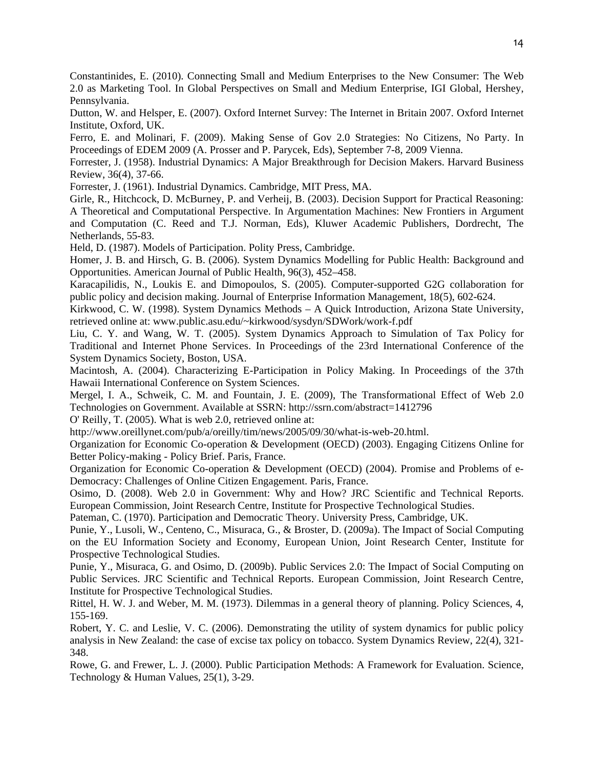Constantinides, E. (2010). Connecting Small and Medium Enterprises to the New Consumer: The Web 2.0 as Marketing Tool. In Global Perspectives on Small and Medium Enterprise, IGI Global, Hershey, Pennsylvania.

Dutton, W. and Helsper, E. (2007). Oxford Internet Survey: The Internet in Britain 2007. Oxford Internet Institute, Oxford, UK.

Ferro, E. and Molinari, F. (2009). Making Sense of Gov 2.0 Strategies: No Citizens, No Party. In Proceedings of EDEM 2009 (A. Prosser and P. Parycek, Eds), September 7-8, 2009 Vienna.

Forrester, J. (1958). Industrial Dynamics: A Major Breakthrough for Decision Makers. Harvard Business Review, 36(4), 37-66.

Forrester, J. (1961). Industrial Dynamics. Cambridge, MIT Press, MA.

Girle, R., Hitchcock, D. McBurney, P. and Verheij, B. (2003). Decision Support for Practical Reasoning: A Theoretical and Computational Perspective. In Argumentation Machines: New Frontiers in Argument and Computation (C. Reed and T.J. Norman, Eds), Kluwer Academic Publishers, Dordrecht, The Netherlands, 55-83.

Held, D. (1987). Models of Participation. Polity Press, Cambridge.

Homer, J. B. and Hirsch, G. B. (2006). System Dynamics Modelling for Public Health: Background and Opportunities. American Journal of Public Health, 96(3), 452–458.

Karacapilidis, N., Loukis E. and Dimopoulos, S. (2005). Computer-supported G2G collaboration for public policy and decision making. Journal of Enterprise Information Management, 18(5), 602-624.

Kirkwood, C. W. (1998). System Dynamics Methods – A Quick Introduction, Arizona State University, retrieved online at: www.public.asu.edu/~kirkwood/sysdyn/SDWork/work-f.pdf

Liu, C. Y. and Wang, W. T. (2005). System Dynamics Approach to Simulation of Tax Policy for Traditional and Internet Phone Services. In Proceedings of the 23rd International Conference of the System Dynamics Society, Boston, USA.

Macintosh, A. (2004). Characterizing E-Participation in Policy Making. In Proceedings of the 37th Hawaii International Conference on System Sciences.

Mergel, I. A., Schweik, C. M. and Fountain, J. E. (2009), The Transformational Effect of Web 2.0 Technologies on Government. Available at SSRN: http://ssrn.com/abstract=1412796

O' Reilly, T. (2005). What is web 2.0, retrieved online at:
http://www.oreillynet.com/pub/a/oreilly/tim/news/2005/09/30/what-is-web-20.html.

Organization for Economic Co-operation & Development (OECD) (2003). Engaging Citizens Online for Better Policy-making - Policy Brief. Paris, France.

Organization for Economic Co-operation & Development (OECD) (2004). Promise and Problems of e-Democracy: Challenges of Online Citizen Engagement. Paris, France.

Osimo, D. (2008). Web 2.0 in Government: Why and How? JRC Scientific and Technical Reports. European Commission, Joint Research Centre, Institute for Prospective Technological Studies.

Pateman, C. (1970). Participation and Democratic Theory. University Press, Cambridge, UK.

Punie, Y., Lusoli, W., Centeno, C., Misuraca, G., & Broster, D. (2009a). The Impact of Social Computing on the EU Information Society and Economy, European Union, Joint Research Center, Institute for Prospective Technological Studies.

Punie, Y., Misuraca, G. and Osimo, D. (2009b). Public Services 2.0: The Impact of Social Computing on Public Services. JRC Scientific and Technical Reports. European Commission, Joint Research Centre, Institute for Prospective Technological Studies.

Rittel, H. W. J. and Weber, M. M. (1973). Dilemmas in a general theory of planning. Policy Sciences, 4, 155-169.

Robert, Y. C. and Leslie, V. C. (2006). Demonstrating the utility of system dynamics for public policy analysis in New Zealand: the case of excise tax policy on tobacco. System Dynamics Review, 22(4), 321-348.

Rowe, G. and Frewer, L. J. (2000). Public Participation Methods: A Framework for Evaluation. Science, Technology & Human Values, 25(1), 3-29.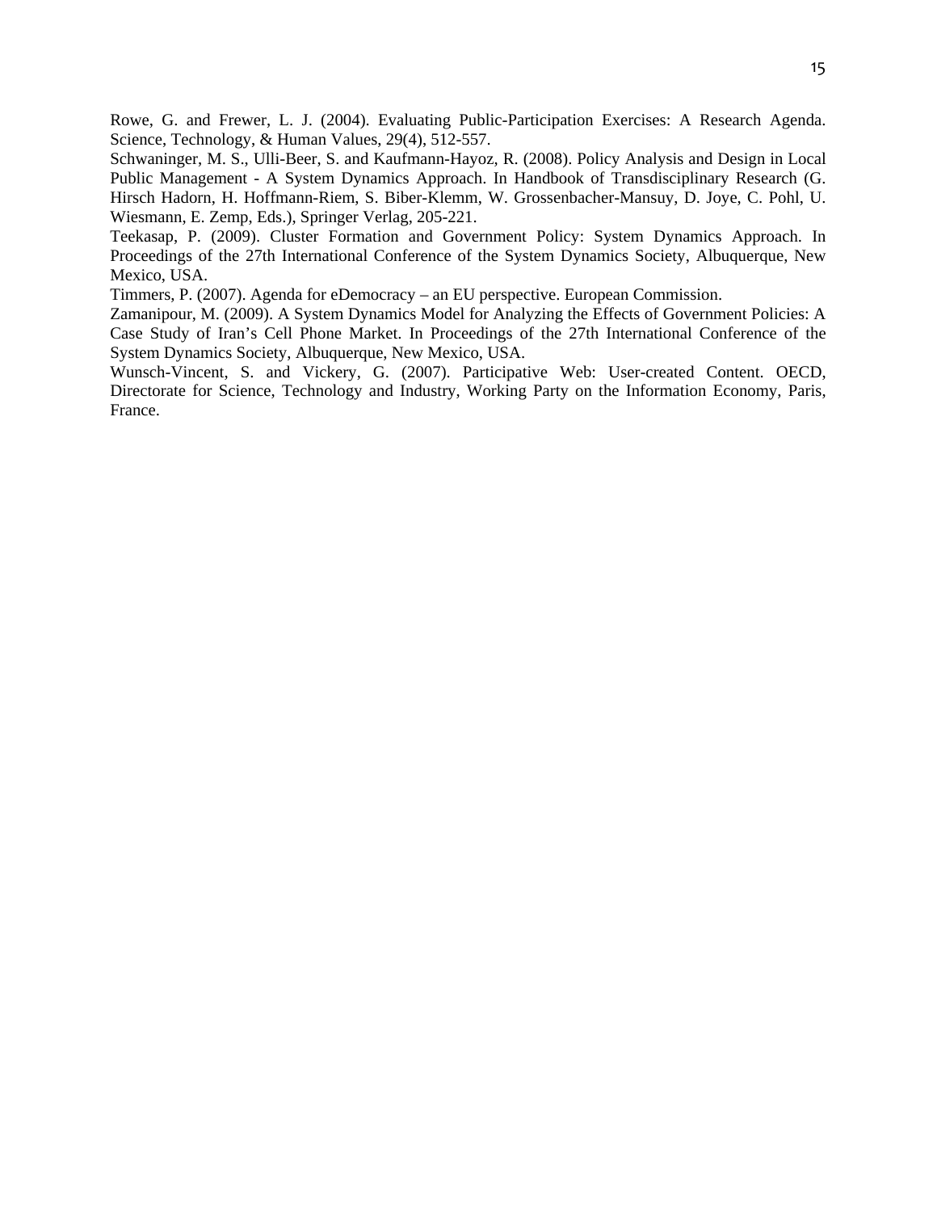Rowe, G. and Frewer, L. J. (2004). Evaluating Public-Participation Exercises: A Research Agenda. Science, Technology, & Human Values, 29(4), 512-557.

Schwaninger, M. S., Ulli-Beer, S. and Kaufmann-Hayoz, R. (2008). Policy Analysis and Design in Local Public Management - A System Dynamics Approach. In Handbook of Transdisciplinary Research (G. Hirsch Hadorn, H. Hoffmann-Riem, S. Biber-Klemm, W. Grossenbacher-Mansuy, D. Joye, C. Pohl, U. Wiesmann, E. Zemp, Eds.), Springer Verlag, 205-221.

Teekasap, P. (2009). Cluster Formation and Government Policy: System Dynamics Approach. In Proceedings of the 27th International Conference of the System Dynamics Society, Albuquerque, New Mexico, USA.

Timmers, P. (2007). Agenda for eDemocracy – an EU perspective. European Commission.

Zamanipour, M. (2009). A System Dynamics Model for Analyzing the Effects of Government Policies: A Case Study of Iran's Cell Phone Market. In Proceedings of the 27th International Conference of the System Dynamics Society, Albuquerque, New Mexico, USA.

Wunsch-Vincent, S. and Vickery, G. (2007). Participative Web: User-created Content. OECD, Directorate for Science, Technology and Industry, Working Party on the Information Economy, Paris, France.